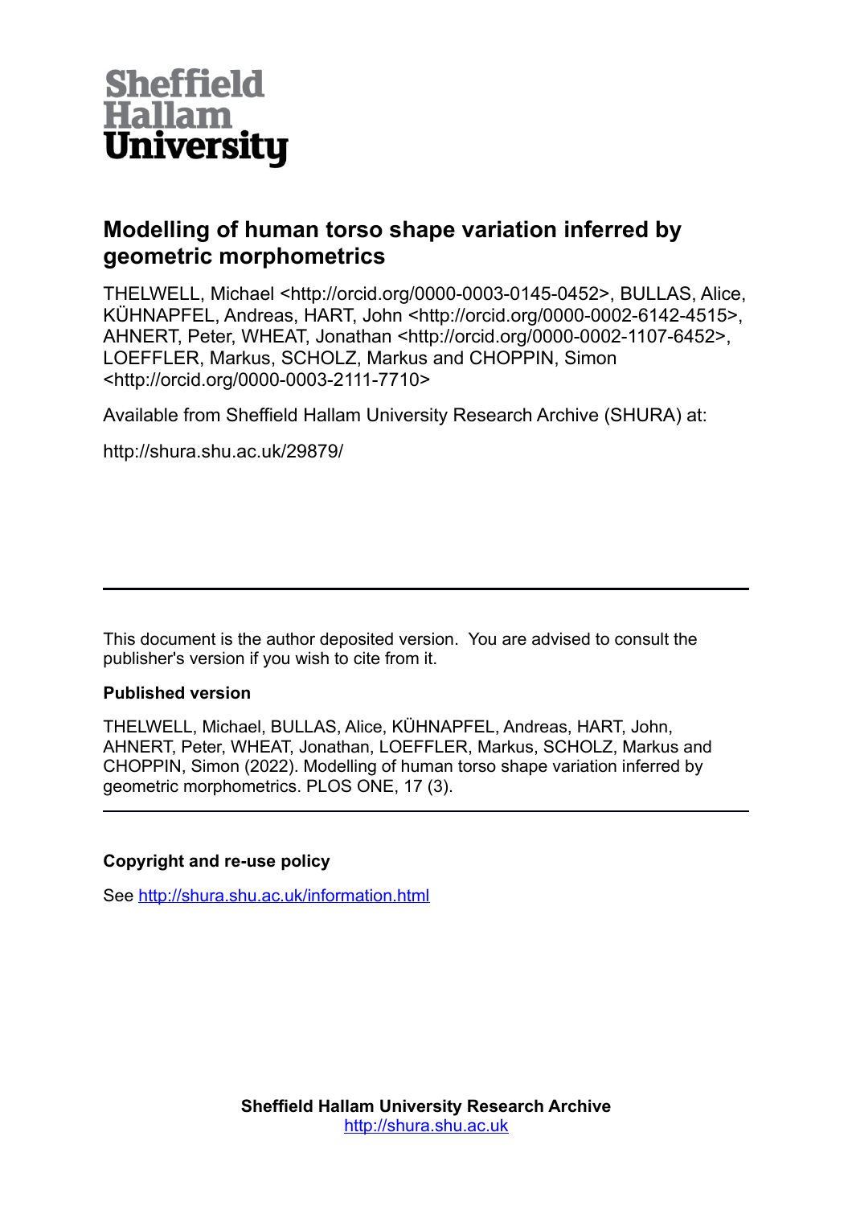Sheffield Hallam University

# Modelling of human torso shape variation inferred by geometric morphometrics

THELWELL, Michael <http://orcid.org/0000-0003-0145-0452>, BULLAS, Alice, KÜHNAPFEL, Andreas, HART, John <http://orcid.org/0000-0002-6142-4515>, AHNERT, Peter, WHEAT, Jonathan <http://orcid.org/0000-0002-1107-6452>, LOEFFLER, Markus, SCHOLZ, Markus and CHOPPIN, Simon <http://orcid.org/0000-0003-2111-7710>

Available from Sheffield Hallam University Research Archive (SHURA) at:

http://shura.shu.ac.uk/29879/

---

This document is the author deposited version. You are advised to consult the publisher's version if you wish to cite from it.

**Published version**

THELWELL, Michael, BULLAS, Alice, KÜHNAPFEL, Andreas, HART, John, AHNERT, Peter, WHEAT, Jonathan, LOEFFLER, Markus, SCHOLZ, Markus and CHOPPIN, Simon (2022). Modelling of human torso shape variation inferred by geometric morphometrics. PLOS ONE, 17 (3).

---

**Copyright and re-use policy**

See http://shura.shu.ac.uk/information.html

**Sheffield Hallam University Research Archive**
http://shura.shu.ac.uk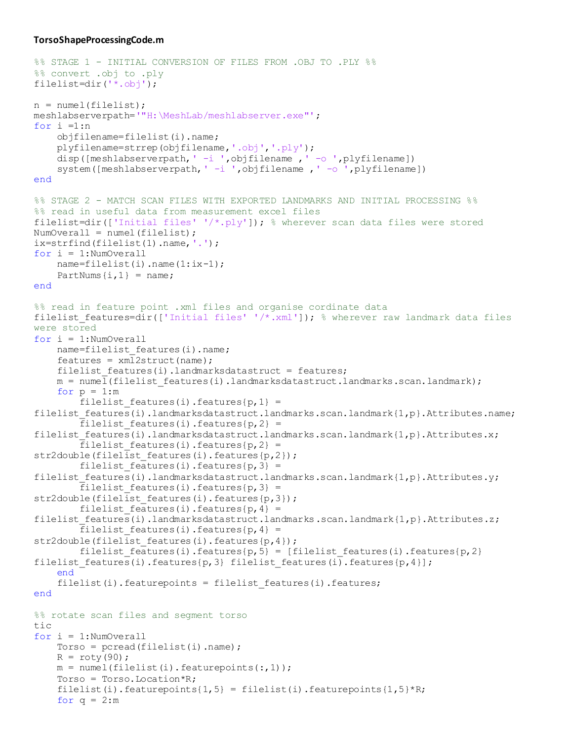**TorsoShapeProcessingCode.m**

```
%% STAGE 1 - INITIAL CONVERSION OF FILES FROM .OBJ TO .PLY %%
%% convert .obj to .ply
filelist=dir('*.obj');

n = numel(filelist);
meshlabserverpath='"H:\MeshLab/meshlabserver.exe"';
for i =1:n
    objfilename=filelist(i).name;
    plyfilename=strrep(objfilename,'.obj','.ply');
    disp([meshlabserverpath,' -i ',objfilename ,' -o ',plyfilename])
    system([meshlabserverpath,' -i ',objfilename ,' -o ',plyfilename])
end

%% STAGE 2 - MATCH SCAN FILES WITH EXPORTED LANDMARKS AND INITIAL PROCESSING %%
%% read in useful data from measurement excel files
filelist=dir(['Initial files' '/*.ply']); % wherever scan data files were stored
NumOverall = numel(filelist);
ix=strfind(filelist(1).name,'.');
for i = 1:NumOverall
    name=filelist(i).name(1:ix-1);
    PartNums{i,1} = name;
end

%% read in feature point .xml files and organise cordinate data
filelist_features=dir(['Initial files' '/*.xml']); % wherever raw landmark data files
were stored
for i = 1:NumOverall
    name=filelist_features(i).name;
    features = xml2struct(name);
    filelist_features(i).landmarksdatastruct = features;
    m = numel(filelist_features(i).landmarksdatastruct.landmarks.scan.landmark);
    for p = 1:m
        filelist_features(i).features{p,1} =
filelist_features(i).landmarksdatastruct.landmarks.scan.landmark{1,p}.Attributes.name;
        filelist_features(i).features{p,2} =
filelist_features(i).landmarksdatastruct.landmarks.scan.landmark{1,p}.Attributes.x;
        filelist_features(i).features{p,2} =
str2double(filelist_features(i).features{p,2});
        filelist_features(i).features{p,3} =
filelist_features(i).landmarksdatastruct.landmarks.scan.landmark{1,p}.Attributes.y;
        filelist_features(i).features{p,3} =
str2double(filelist_features(i).features{p,3});
        filelist_features(i).features{p,4} =
filelist_features(i).landmarksdatastruct.landmarks.scan.landmark{1,p}.Attributes.z;
        filelist_features(i).features{p,4} =
str2double(filelist_features(i).features{p,4});
        filelist_features(i).features{p,5} = [filelist_features(i).features{p,2}
filelist_features(i).features{p,3} filelist_features(i).features{p,4}];
    end
    filelist(i).featurepoints = filelist_features(i).features;
end

%% rotate scan files and segment torso
tic
for i = 1:NumOverall
    Torso = pcread(filelist(i).name);
    R = roty(90);
    m = numel(filelist(i).featurepoints(:,1));
    Torso = Torso.Location*R;
    filelist(i).featurepoints{1,5} = filelist(i).featurepoints{1,5}*R;
    for q = 2:m
```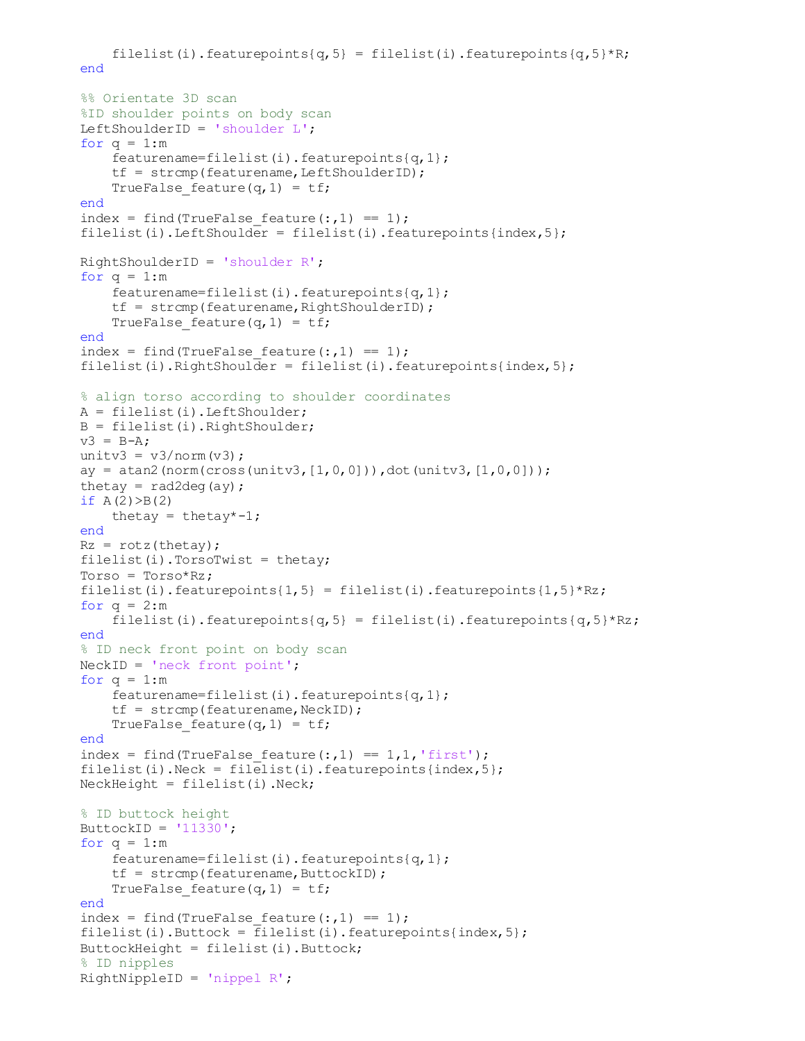```
        filelist(i).featurepoints{q,5} = filelist(i).featurepoints{q,5}*R;
    end

    %% Orientate 3D scan
    %ID shoulder points on body scan
    LeftShoulderID = 'shoulder L';
    for q = 1:m
        featurename=filelist(i).featurepoints{q,1};
        tf = strcmp(featurename,LeftShoulderID);
        TrueFalse_feature(q,1) = tf;
    end
    index = find(TrueFalse_feature(:,1) == 1);
    filelist(i).LeftShoulder = filelist(i).featurepoints{index,5};

    RightShoulderID = 'shoulder R';
    for q = 1:m
        featurename=filelist(i).featurepoints{q,1};
        tf = strcmp(featurename,RightShoulderID);
        TrueFalse_feature(q,1) = tf;
    end
    index = find(TrueFalse_feature(:,1) == 1);
    filelist(i).RightShoulder = filelist(i).featurepoints{index,5};

    % align torso according to shoulder coordinates
    A = filelist(i).LeftShoulder;
    B = filelist(i).RightShoulder;
    v3 = B-A;
    unitv3 = v3/norm(v3);
    ay = atan2(norm(cross(unitv3,[1,0,0])),dot(unitv3,[1,0,0]));
    thetay = rad2deg(ay);
    if A(2)>B(2)
        thetay = thetay*-1;
    end
    Rz = rotz(thetay);
    filelist(i).TorsoTwist = thetay;
    Torso = Torso*Rz;
    filelist(i).featurepoints{1,5} = filelist(i).featurepoints{1,5}*Rz;
    for q = 2:m
        filelist(i).featurepoints{q,5} = filelist(i).featurepoints{q,5}*Rz;
    end
    % ID neck front point on body scan
    NeckID = 'neck front point';
    for q = 1:m
        featurename=filelist(i).featurepoints{q,1};
        tf = strcmp(featurename,NeckID);
        TrueFalse_feature(q,1) = tf;
    end
    index = find(TrueFalse_feature(:,1) == 1,1,'first');
    filelist(i).Neck = filelist(i).featurepoints{index,5};
    NeckHeight = filelist(i).Neck;

    % ID buttock height
    ButtockID = '11330';
    for q = 1:m
        featurename=filelist(i).featurepoints{q,1};
        tf = strcmp(featurename,ButtockID);
        TrueFalse_feature(q,1) = tf;
    end
    index = find(TrueFalse_feature(:,1) == 1);
    filelist(i).Buttock = filelist(i).featurepoints{index,5};
    ButtockHeight = filelist(i).Buttock;
    % ID nipples
    RightNippleID = 'nippel R';
```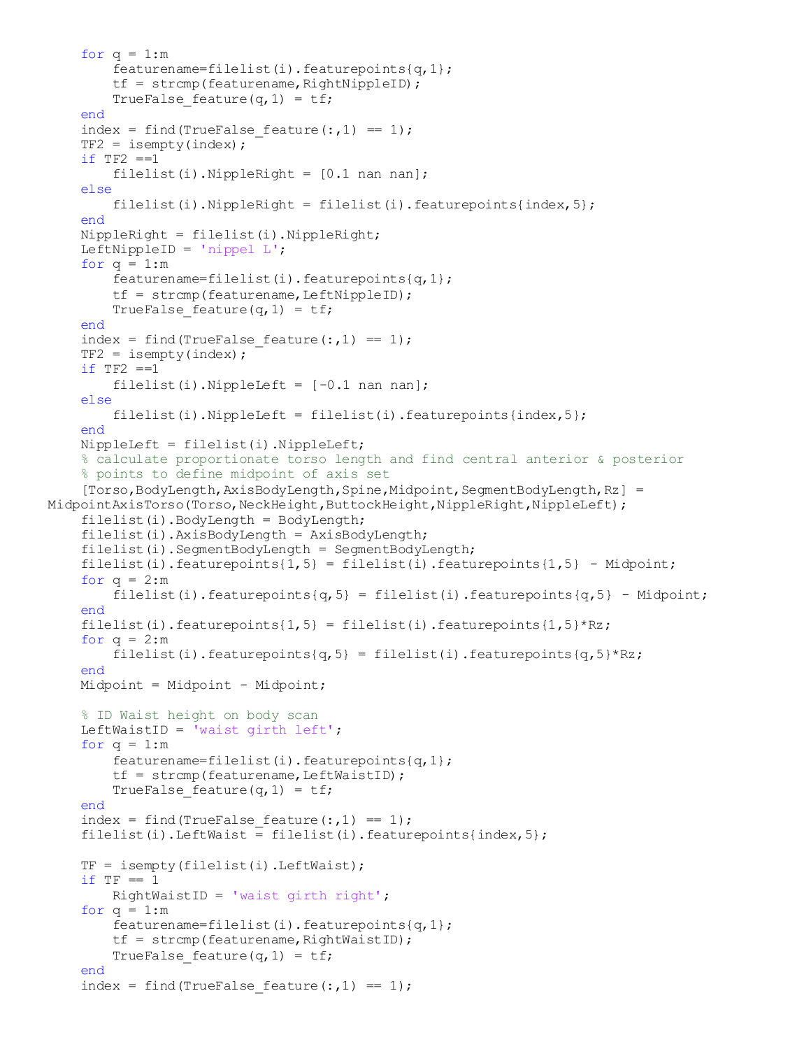```
    for q = 1:m
        featurename=filelist(i).featurepoints{q,1};
        tf = strcmp(featurename,RightNippleID);
        TrueFalse_feature(q,1) = tf;
    end
    index = find(TrueFalse_feature(:,1) == 1);
    TF2 = isempty(index);
    if TF2 ==1
        filelist(i).NippleRight = [0.1 nan nan];
    else
        filelist(i).NippleRight = filelist(i).featurepoints{index,5};
    end
    NippleRight = filelist(i).NippleRight;
    LeftNippleID = 'nippel L';
    for q = 1:m
        featurename=filelist(i).featurepoints{q,1};
        tf = strcmp(featurename,LeftNippleID);
        TrueFalse_feature(q,1) = tf;
    end
    index = find(TrueFalse_feature(:,1) == 1);
    TF2 = isempty(index);
    if TF2 ==1
        filelist(i).NippleLeft = [-0.1 nan nan];
    else
        filelist(i).NippleLeft = filelist(i).featurepoints{index,5};
    end
    NippleLeft = filelist(i).NippleLeft;
    % calculate proportionate torso length and find central anterior & posterior
    % points to define midpoint of axis set
    [Torso,BodyLength,AxisBodyLength,Spine,Midpoint,SegmentBodyLength,Rz] =
MidpointAxisTorso(Torso,NeckHeight,ButtockHeight,NippleRight,NippleLeft);
    filelist(i).BodyLength = BodyLength;
    filelist(i).AxisBodyLength = AxisBodyLength;
    filelist(i).SegmentBodyLength = SegmentBodyLength;
    filelist(i).featurepoints{1,5} = filelist(i).featurepoints{1,5} - Midpoint;
    for q = 2:m
        filelist(i).featurepoints{q,5} = filelist(i).featurepoints{q,5} - Midpoint;
    end
    filelist(i).featurepoints{1,5} = filelist(i).featurepoints{1,5}*Rz;
    for q = 2:m
        filelist(i).featurepoints{q,5} = filelist(i).featurepoints{q,5}*Rz;
    end
    Midpoint = Midpoint - Midpoint;

    % ID Waist height on body scan
    LeftWaistID = 'waist girth left';
    for q = 1:m
        featurename=filelist(i).featurepoints{q,1};
        tf = strcmp(featurename,LeftWaistID);
        TrueFalse_feature(q,1) = tf;
    end
    index = find(TrueFalse_feature(:,1) == 1);
    filelist(i).LeftWaist = filelist(i).featurepoints{index,5};

    TF = isempty(filelist(i).LeftWaist);
    if TF == 1
        RightWaistID = 'waist girth right';
    for q = 1:m
        featurename=filelist(i).featurepoints{q,1};
        tf = strcmp(featurename,RightWaistID);
        TrueFalse_feature(q,1) = tf;
    end
    index = find(TrueFalse_feature(:,1) == 1);
```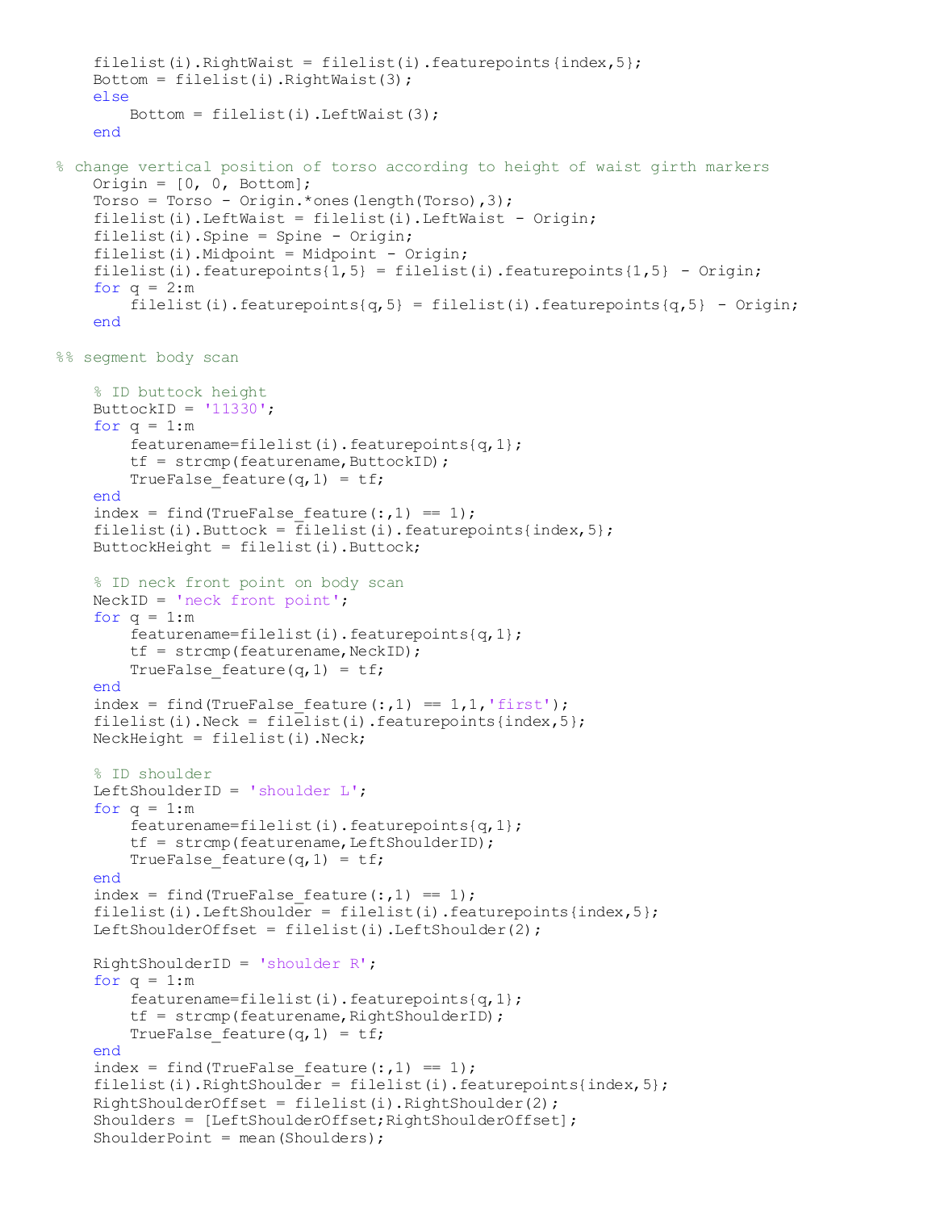```
    filelist(i).RightWaist = filelist(i).featurepoints{index,5};
    Bottom = filelist(i).RightWaist(3);
    else
        Bottom = filelist(i).LeftWaist(3);
    end

% change vertical position of torso according to height of waist girth markers
    Origin = [0, 0, Bottom];
    Torso = Torso - Origin.*ones(length(Torso),3);
    filelist(i).LeftWaist = filelist(i).LeftWaist - Origin;
    filelist(i).Spine = Spine - Origin;
    filelist(i).Midpoint = Midpoint - Origin;
    filelist(i).featurepoints{1,5} = filelist(i).featurepoints{1,5} - Origin;
    for q = 2:m
        filelist(i).featurepoints{q,5} = filelist(i).featurepoints{q,5} - Origin;
    end

%% segment body scan

    % ID buttock height
    ButtockID = '11330';
    for q = 1:m
        featurename=filelist(i).featurepoints{q,1};
        tf = strcmp(featurename,ButtockID);
        TrueFalse_feature(q,1) = tf;
    end
    index = find(TrueFalse_feature(:,1) == 1);
    filelist(i).Buttock = filelist(i).featurepoints{index,5};
    ButtockHeight = filelist(i).Buttock;

    % ID neck front point on body scan
    NeckID = 'neck front point';
    for q = 1:m
        featurename=filelist(i).featurepoints{q,1};
        tf = strcmp(featurename,NeckID);
        TrueFalse_feature(q,1) = tf;
    end
    index = find(TrueFalse_feature(:,1) == 1,1,'first');
    filelist(i).Neck = filelist(i).featurepoints{index,5};
    NeckHeight = filelist(i).Neck;

    % ID shoulder
    LeftShoulderID = 'shoulder L';
    for q = 1:m
        featurename=filelist(i).featurepoints{q,1};
        tf = strcmp(featurename,LeftShoulderID);
        TrueFalse_feature(q,1) = tf;
    end
    index = find(TrueFalse_feature(:,1) == 1);
    filelist(i).LeftShoulder = filelist(i).featurepoints{index,5};
    LeftShoulderOffset = filelist(i).LeftShoulder(2);

    RightShoulderID = 'shoulder R';
    for q = 1:m
        featurename=filelist(i).featurepoints{q,1};
        tf = strcmp(featurename,RightShoulderID);
        TrueFalse_feature(q,1) = tf;
    end
    index = find(TrueFalse_feature(:,1) == 1);
    filelist(i).RightShoulder = filelist(i).featurepoints{index,5};
    RightShoulderOffset = filelist(i).RightShoulder(2);
    Shoulders = [LeftShoulderOffset;RightShoulderOffset];
    ShoulderPoint = mean(Shoulders);
```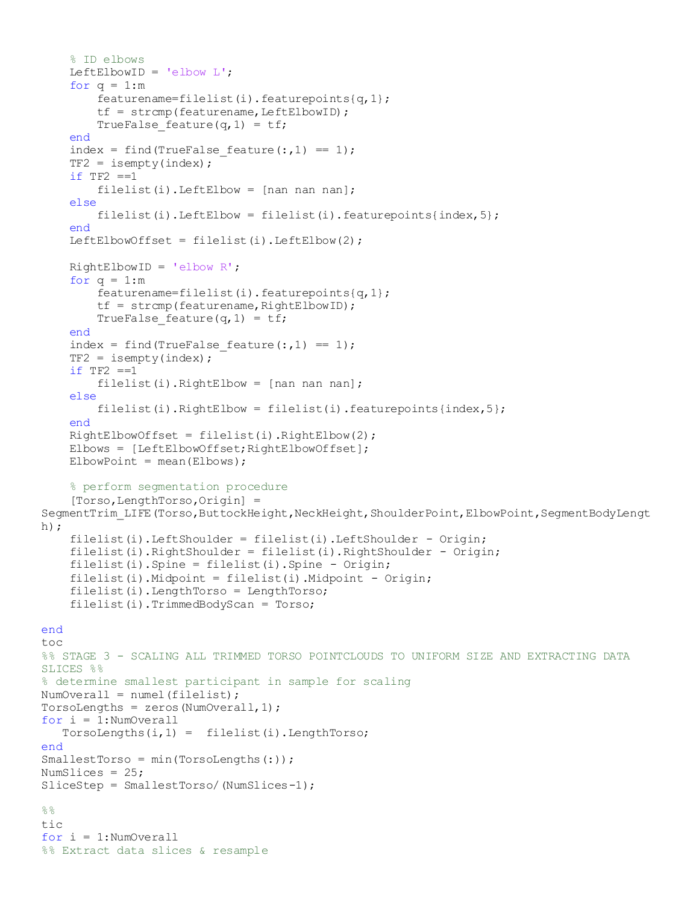```
    % ID elbows
    LeftElbowID = 'elbow L';
    for q = 1:m
        featurename=filelist(i).featurepoints{q,1};
        tf = strcmp(featurename,LeftElbowID);
        TrueFalse_feature(q,1) = tf;
    end
    index = find(TrueFalse_feature(:,1) == 1);
    TF2 = isempty(index);
    if TF2 ==1
        filelist(i).LeftElbow = [nan nan nan];
    else
        filelist(i).LeftElbow = filelist(i).featurepoints{index,5};
    end
    LeftElbowOffset = filelist(i).LeftElbow(2);

    RightElbowID = 'elbow R';
    for q = 1:m
        featurename=filelist(i).featurepoints{q,1};
        tf = strcmp(featurename,RightElbowID);
        TrueFalse_feature(q,1) = tf;
    end
    index = find(TrueFalse_feature(:,1) == 1);
    TF2 = isempty(index);
    if TF2 ==1
        filelist(i).RightElbow = [nan nan nan];
    else
        filelist(i).RightElbow = filelist(i).featurepoints{index,5};
    end
    RightElbowOffset = filelist(i).RightElbow(2);
    Elbows = [LeftElbowOffset;RightElbowOffset];
    ElbowPoint = mean(Elbows);

    % perform segmentation procedure
    [Torso,LengthTorso,Origin] =
SegmentTrim_LIFE(Torso,ButtockHeight,NeckHeight,ShoulderPoint,ElbowPoint,SegmentBodyLength);
    filelist(i).LeftShoulder = filelist(i).LeftShoulder - Origin;
    filelist(i).RightShoulder = filelist(i).RightShoulder - Origin;
    filelist(i).Spine = filelist(i).Spine - Origin;
    filelist(i).Midpoint = filelist(i).Midpoint - Origin;
    filelist(i).LengthTorso = LengthTorso;
    filelist(i).TrimmedBodyScan = Torso;

end
toc
%% STAGE 3 - SCALING ALL TRIMMED TORSO POINTCLOUDS TO UNIFORM SIZE AND EXTRACTING DATA
SLICES %%
% determine smallest participant in sample for scaling
NumOverall = numel(filelist);
TorsoLengths = zeros(NumOverall,1);
for i = 1:NumOverall
   TorsoLengths(i,1) =  filelist(i).LengthTorso;
end
SmallestTorso = min(TorsoLengths(:));
NumSlices = 25;
SliceStep = SmallestTorso/(NumSlices-1);

%%
tic
for i = 1:NumOverall
%% Extract data slices & resample
```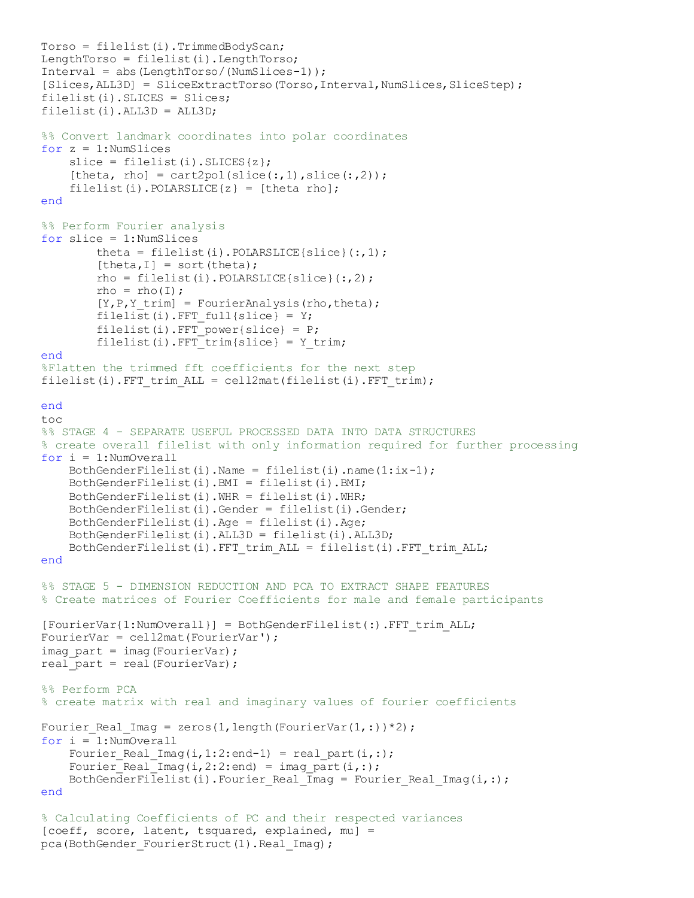```
Torso = filelist(i).TrimmedBodyScan;
LengthTorso = filelist(i).LengthTorso;
Interval = abs(LengthTorso/(NumSlices-1));
[Slices,ALL3D] = SliceExtractTorso(Torso,Interval,NumSlices,SliceStep);
filelist(i).SLICES = Slices;
filelist(i).ALL3D = ALL3D;

%% Convert landmark coordinates into polar coordinates
for z = 1:NumSlices
    slice = filelist(i).SLICES{z};
    [theta, rho] = cart2pol(slice(:,1),slice(:,2));
    filelist(i).POLARSLICE{z} = [theta rho];
end

%% Perform Fourier analysis
for slice = 1:NumSlices
        theta = filelist(i).POLARSLICE{slice}(:,1);
        [theta,I] = sort(theta);
        rho = filelist(i).POLARSLICE{slice}(:,2);
        rho = rho(I);
        [Y,P,Y_trim] = FourierAnalysis(rho,theta);
        filelist(i).FFT_full{slice} = Y;
        filelist(i).FFT_power{slice} = P;
        filelist(i).FFT_trim{slice} = Y_trim;
end
%Flatten the trimmed fft coefficients for the next step
filelist(i).FFT_trim_ALL = cell2mat(filelist(i).FFT_trim);

end
toc
%% STAGE 4 - SEPARATE USEFUL PROCESSED DATA INTO DATA STRUCTURES
% create overall filelist with only information required for further processing
for i = 1:NumOverall
    BothGenderFilelist(i).Name = filelist(i).name(1:ix-1);
    BothGenderFilelist(i).BMI = filelist(i).BMI;
    BothGenderFilelist(i).WHR = filelist(i).WHR;
    BothGenderFilelist(i).Gender = filelist(i).Gender;
    BothGenderFilelist(i).Age = filelist(i).Age;
    BothGenderFilelist(i).ALL3D = filelist(i).ALL3D;
    BothGenderFilelist(i).FFT_trim_ALL = filelist(i).FFT_trim_ALL;
end

%% STAGE 5 - DIMENSION REDUCTION AND PCA TO EXTRACT SHAPE FEATURES
% Create matrices of Fourier Coefficients for male and female participants

[FourierVar{1:NumOverall}] = BothGenderFilelist(:).FFT_trim_ALL;
FourierVar = cell2mat(FourierVar');
imag_part = imag(FourierVar);
real_part = real(FourierVar);

%% Perform PCA
% create matrix with real and imaginary values of fourier coefficients

Fourier_Real_Imag = zeros(1,length(FourierVar(1,:))*2);
for i = 1:NumOverall
    Fourier_Real_Imag(i,1:2:end-1) = real_part(i,:);
    Fourier_Real_Imag(i,2:2:end) = imag_part(i,:);
    BothGenderFilelist(i).Fourier_Real_Imag = Fourier_Real_Imag(i,:);
end

% Calculating Coefficients of PC and their respected variances
[coeff, score, latent, tsquared, explained, mu] =
pca(BothGender_FourierStruct(1).Real_Imag);
```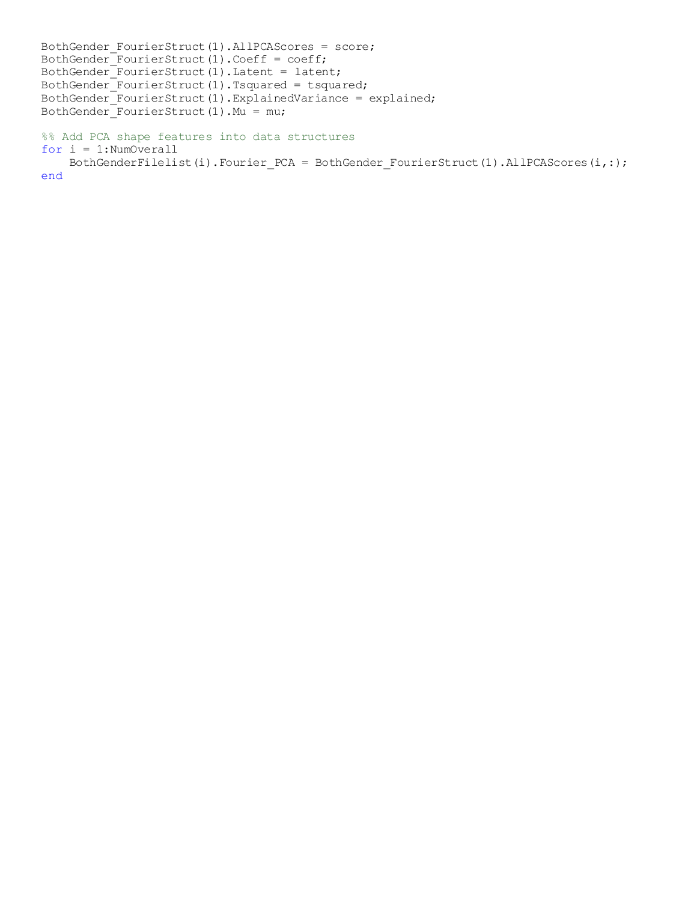```
BothGender_FourierStruct(1).AllPCAScores = score;
BothGender_FourierStruct(1).Coeff = coeff;
BothGender_FourierStruct(1).Latent = latent;
BothGender_FourierStruct(1).Tsquared = tsquared;
BothGender_FourierStruct(1).ExplainedVariance = explained;
BothGender_FourierStruct(1).Mu = mu;

%% Add PCA shape features into data structures
for i = 1:NumOverall
    BothGenderFilelist(i).Fourier_PCA = BothGender_FourierStruct(1).AllPCAScores(i,:);
end
```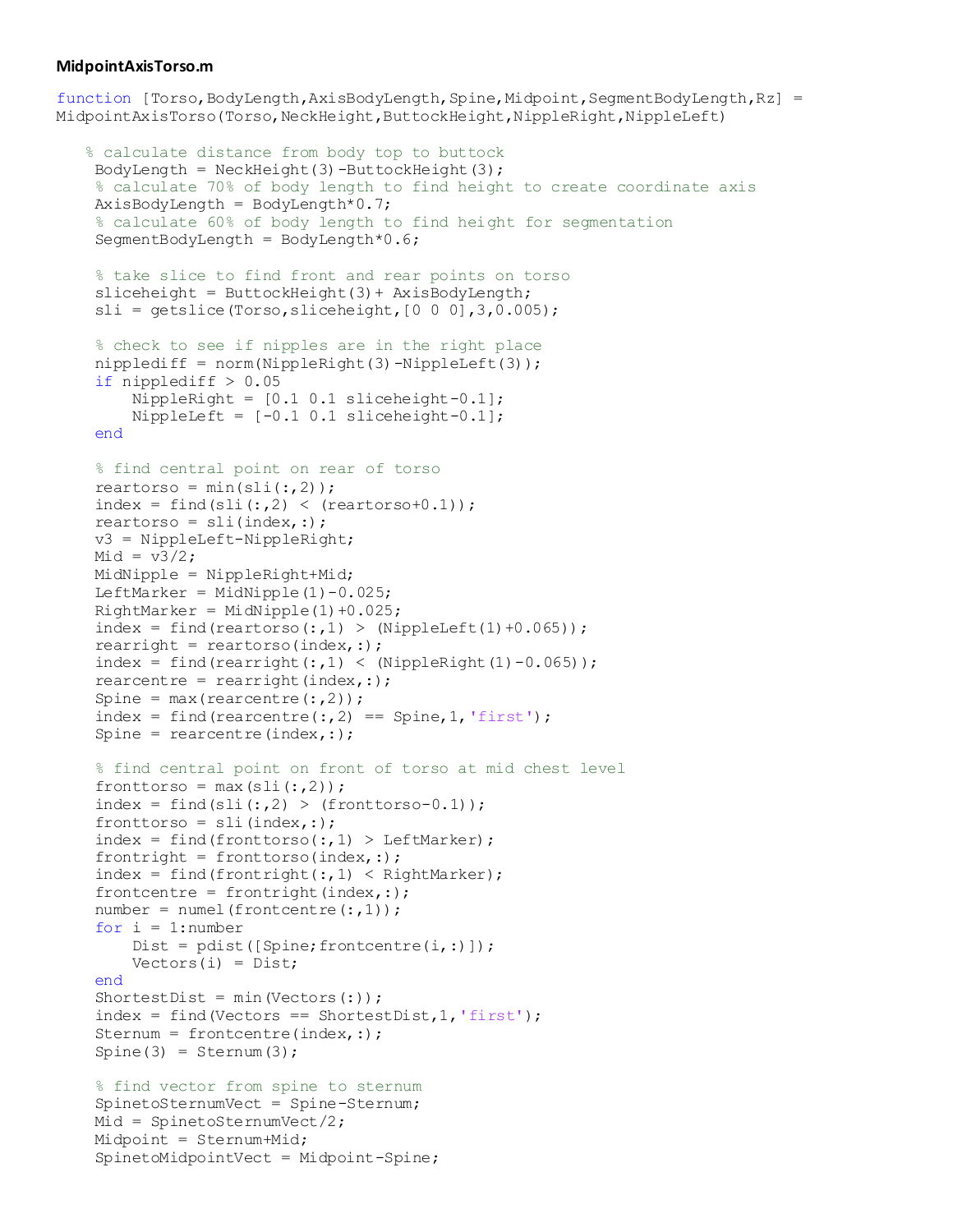**MidpointAxisTorso.m**

```
function [Torso,BodyLength,AxisBodyLength,Spine,Midpoint,SegmentBodyLength,Rz] =
MidpointAxisTorso(Torso,NeckHeight,ButtockHeight,NippleRight,NippleLeft)

   % calculate distance from body top to buttock
    BodyLength = NeckHeight(3)-ButtockHeight(3);
    % calculate 70% of body length to find height to create coordinate axis
    AxisBodyLength = BodyLength*0.7;
    % calculate 60% of body length to find height for segmentation
    SegmentBodyLength = BodyLength*0.6;

    % take slice to find front and rear points on torso
    sliceheight = ButtockHeight(3)+ AxisBodyLength;
    sli = getslice(Torso,sliceheight,[0 0 0],3,0.005);

    % check to see if nipples are in the right place
    nipplediff = norm(NippleRight(3)-NippleLeft(3));
    if nipplediff > 0.05
        NippleRight = [0.1 0.1 sliceheight-0.1];
        NippleLeft = [-0.1 0.1 sliceheight-0.1];
    end

    % find central point on rear of torso
    reartorso = min(sli(:,2));
    index = find(sli(:,2) < (reartorso+0.1));
    reartorso = sli(index,:);
    v3 = NippleLeft-NippleRight;
    Mid = v3/2;
    MidNipple = NippleRight+Mid;
    LeftMarker = MidNipple(1)-0.025;
    RightMarker = MidNipple(1)+0.025;
    index = find(reartorso(:,1) > (NippleLeft(1)+0.065));
    rearright = reartorso(index,:);
    index = find(rearright(:,1) < (NippleRight(1)-0.065));
    rearcentre = rearright(index,:);
    Spine = max(rearcentre(:,2));
    index = find(rearcentre(:,2) == Spine,1,'first');
    Spine = rearcentre(index,:);

    % find central point on front of torso at mid chest level
    fronttorso = max(sli(:,2));
    index = find(sli(:,2) > (fronttorso-0.1));
    fronttorso = sli(index,:);
    index = find(fronttorso(:,1) > LeftMarker);
    frontright = fronttorso(index,:);
    index = find(frontright(:,1) < RightMarker);
    frontcentre = frontright(index,:);
    number = numel(frontcentre(:,1));
    for i = 1:number
        Dist = pdist([Spine;frontcentre(i,:)]);
        Vectors(i) = Dist;
    end
    ShortestDist = min(Vectors(:));
    index = find(Vectors == ShortestDist,1,'first');
    Sternum = frontcentre(index,:);
    Spine(3) = Sternum(3);

    % find vector from spine to sternum
    SpinetoSternumVect = Spine-Sternum;
    Mid = SpinetoSternumVect/2;
    Midpoint = Sternum+Mid;
    SpinetoMidpointVect = Midpoint-Spine;
```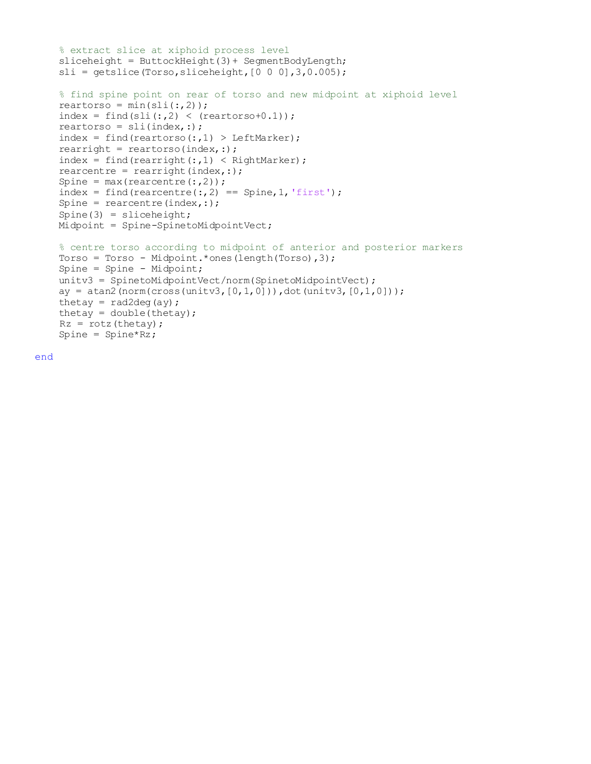```
    % extract slice at xiphoid process level
    sliceheight = ButtockHeight(3)+ SegmentBodyLength;
    sli = getslice(Torso,sliceheight,[0 0 0],3,0.005);

    % find spine point on rear of torso and new midpoint at xiphoid level
    reartorso = min(sli(:,2));
    index = find(sli(:,2) < (reartorso+0.1));
    reartorso = sli(index,:);
    index = find(reartorso(:,1) > LeftMarker);
    rearright = reartorso(index,:);
    index = find(rearright(:,1) < RightMarker);
    rearcentre = rearright(index,:);
    Spine = max(rearcentre(:,2));
    index = find(rearcentre(:,2) == Spine,1,'first');
    Spine = rearcentre(index,:);
    Spine(3) = sliceheight;
    Midpoint = Spine-SpinetoMidpointVect;

    % centre torso according to midpoint of anterior and posterior markers
    Torso = Torso - Midpoint.*ones(length(Torso),3);
    Spine = Spine - Midpoint;
    unitv3 = SpinetoMidpointVect/norm(SpinetoMidpointVect);
    ay = atan2(norm(cross(unitv3,[0,1,0])),dot(unitv3,[0,1,0]));
    thetay = rad2deg(ay);
    thetay = double(thetay);
    Rz = rotz(thetay);
    Spine = Spine*Rz;

end
```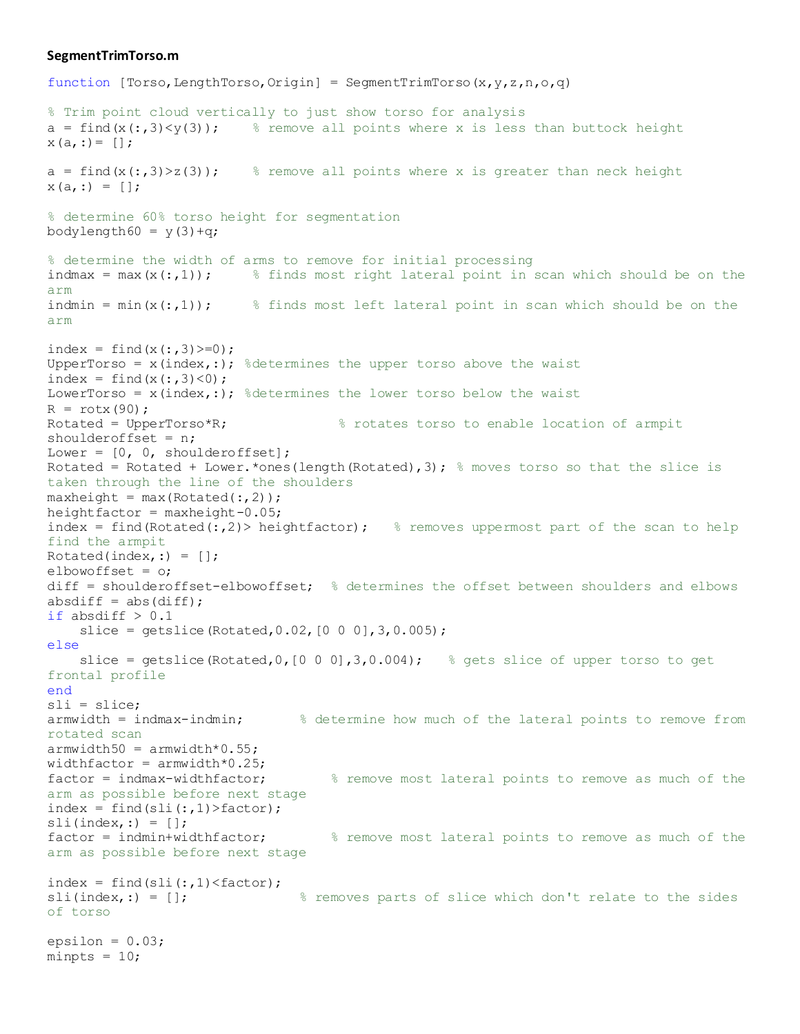**SegmentTrimTorso.m**

```
function [Torso,LengthTorso,Origin] = SegmentTrimTorso(x,y,z,n,o,q)

% Trim point cloud vertically to just show torso for analysis
a = find(x(:,3)<y(3));     % remove all points where x is less than buttock height
x(a,:)= [];

a = find(x(:,3)>z(3));     % remove all points where x is greater than neck height
x(a,:) = [];

% determine 60% torso height for segmentation
bodylength60 = y(3)+q;

% determine the width of arms to remove for initial processing
indmax = max(x(:,1));      % finds most right lateral point in scan which should be on the arm
indmin = min(x(:,1));      % finds most left lateral point in scan which should be on the arm

index = find(x(:,3)>=0);
UpperTorso = x(index,:); %determines the upper torso above the waist
index = find(x(:,3)<0);
LowerTorso = x(index,:); %determines the lower torso below the waist
R = rotx(90);
Rotated = UpperTorso*R;              % rotates torso to enable location of armpit
shoulderoffset = n;
Lower = [0, 0, shoulderoffset];
Rotated = Rotated + Lower.*ones(length(Rotated),3); % moves torso so that the slice is taken through the line of the shoulders
maxheight = max(Rotated(:,2));
heightfactor = maxheight-0.05;
index = find(Rotated(:,2)> heightfactor);   % removes uppermost part of the scan to help find the armpit
Rotated(index,:) = [];
elbowoffset = o;
diff = shoulderoffset-elbowoffset;  % determines the offset between shoulders and elbows
absdiff = abs(diff);
if absdiff > 0.1
    slice = getslice(Rotated,0.02,[0 0 0],3,0.005);
else
    slice = getslice(Rotated,0,[0 0 0],3,0.004);   % gets slice of upper torso to get frontal profile
end
sli = slice;
armwidth = indmax-indmin;       % determine how much of the lateral points to remove from rotated scan
armwidth50 = armwidth*0.55;
widthfactor = armwidth*0.25;
factor = indmax-widthfactor;        % remove most lateral points to remove as much of the arm as possible before next stage
index = find(sli(:,1)>factor);
sli(index,:) = [];
factor = indmin+widthfactor;        % remove most lateral points to remove as much of the arm as possible before next stage

index = find(sli(:,1)<factor);
sli(index,:) = [];              % removes parts of slice which don't relate to the sides of torso

epsilon = 0.03;
minpts = 10;
```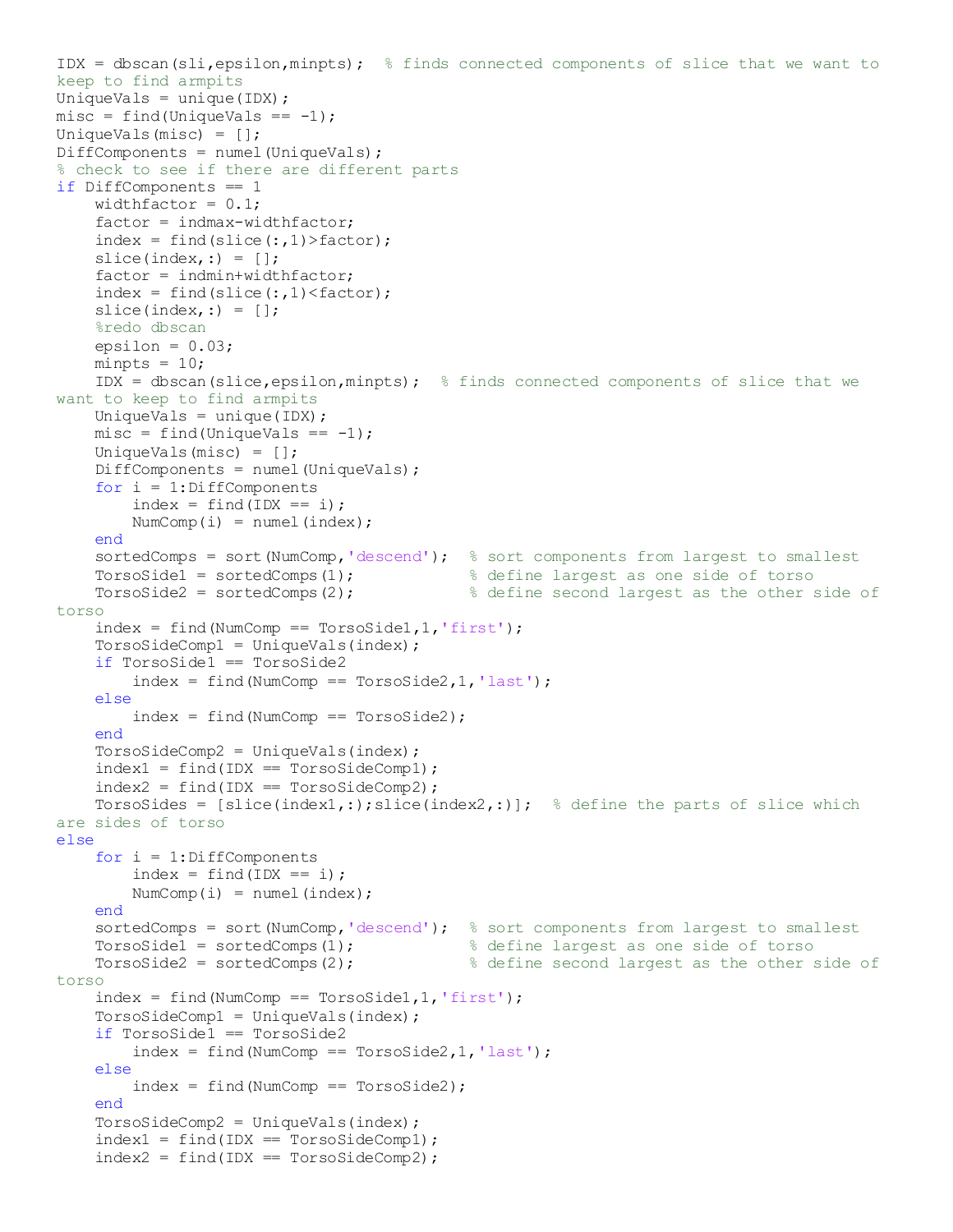```
IDX = dbscan(sli,epsilon,minpts);  % finds connected components of slice that we want to keep to find armpits
UniqueVals = unique(IDX);
misc = find(UniqueVals == -1);
UniqueVals(misc) = [];
DiffComponents = numel(UniqueVals);
% check to see if there are different parts
if DiffComponents == 1
    widthfactor = 0.1;
    factor = indmax-widthfactor;
    index = find(slice(:,1)>factor);
    slice(index,:) = [];
    factor = indmin+widthfactor;
    index = find(slice(:,1)<factor);
    slice(index,:) = [];
    %redo dbscan
    epsilon = 0.03;
    minpts = 10;
    IDX = dbscan(slice,epsilon,minpts);  % finds connected components of slice that we want to keep to find armpits
    UniqueVals = unique(IDX);
    misc = find(UniqueVals == -1);
    UniqueVals(misc) = [];
    DiffComponents = numel(UniqueVals);
    for i = 1:DiffComponents
        index = find(IDX == i);
        NumComp(i) = numel(index);
    end
    sortedComps = sort(NumComp,'descend');  % sort components from largest to smallest
    TorsoSide1 = sortedComps(1);            % define largest as one side of torso
    TorsoSide2 = sortedComps(2);            % define second largest as the other side of torso
    index = find(NumComp == TorsoSide1,1,'first');
    TorsoSideComp1 = UniqueVals(index);
    if TorsoSide1 == TorsoSide2
        index = find(NumComp == TorsoSide2,1,'last');
    else
        index = find(NumComp == TorsoSide2);
    end
    TorsoSideComp2 = UniqueVals(index);
    index1 = find(IDX == TorsoSideComp1);
    index2 = find(IDX == TorsoSideComp2);
    TorsoSides = [slice(index1,:);slice(index2,:)];  % define the parts of slice which are sides of torso
else
    for i = 1:DiffComponents
        index = find(IDX == i);
        NumComp(i) = numel(index);
    end
    sortedComps = sort(NumComp,'descend');  % sort components from largest to smallest
    TorsoSide1 = sortedComps(1);            % define largest as one side of torso
    TorsoSide2 = sortedComps(2);            % define second largest as the other side of torso
    index = find(NumComp == TorsoSide1,1,'first');
    TorsoSideComp1 = UniqueVals(index);
    if TorsoSide1 == TorsoSide2
        index = find(NumComp == TorsoSide2,1,'last');
    else
        index = find(NumComp == TorsoSide2);
    end
    TorsoSideComp2 = UniqueVals(index);
    index1 = find(IDX == TorsoSideComp1);
    index2 = find(IDX == TorsoSideComp2);
```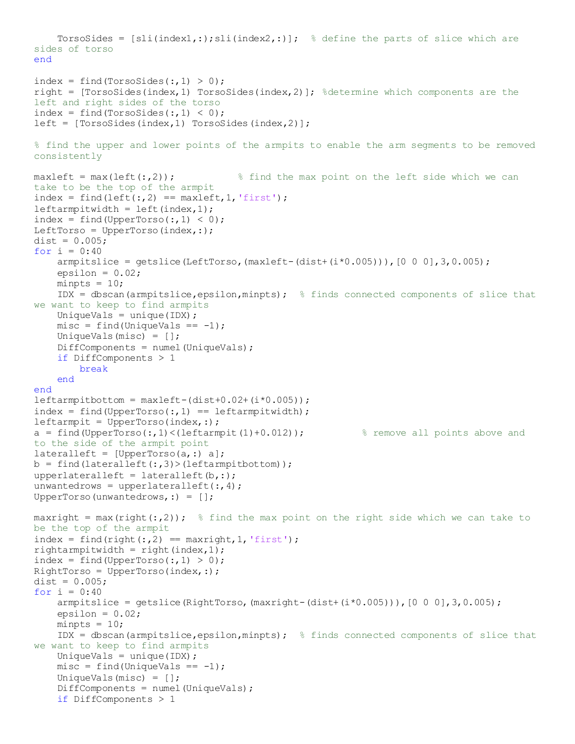```
    TorsoSides = [sli(index1,:);sli(index2,:)];  % define the parts of slice which are sides of torso
end

index = find(TorsoSides(:,1) > 0);
right = [TorsoSides(index,1) TorsoSides(index,2)]; %determine which components are the left and right sides of the torso
index = find(TorsoSides(:,1) < 0);
left = [TorsoSides(index,1) TorsoSides(index,2)];

% find the upper and lower points of the armpits to enable the arm segments to be removed consistently

maxleft = max(left(:,2));           % find the max point on the left side which we can take to be the top of the armpit
index = find(left(:,2) == maxleft,1,'first');
leftarmpitwidth = left(index,1);
index = find(UpperTorso(:,1) < 0);
LeftTorso = UpperTorso(index,:);
dist = 0.005;
for i = 0:40
    armpitslice = getslice(LeftTorso,(maxleft-(dist+(i*0.005))),[0 0 0],3,0.005);
    epsilon = 0.02;
    minpts = 10;
    IDX = dbscan(armpitslice,epsilon,minpts);  % finds connected components of slice that we want to keep to find armpits
    UniqueVals = unique(IDX);
    misc = find(UniqueVals == -1);
    UniqueVals(misc) = [];
    DiffComponents = numel(UniqueVals);
    if DiffComponents > 1
        break
    end
end
leftarmpitbottom = maxleft-(dist+0.02+(i*0.005));
index = find(UpperTorso(:,1) == leftarmpitwidth);
leftarmpit = UpperTorso(index,:);
a = find(UpperTorso(:,1)<(leftarmpit(1)+0.012));          % remove all points above and to the side of the armpit point
lateralleft = [UpperTorso(a,:) a];
b = find(lateralleft(:,3)>(leftarmpitbottom));
upperlateralleft = lateralleft(b,:);
unwantedrows = upperlateralleft(:,4);
UpperTorso(unwantedrows,:) = [];

maxright = max(right(:,2));  % find the max point on the right side which we can take to be the top of the armpit
index = find(right(:,2) == maxright,1,'first');
rightarmpitwidth = right(index,1);
index = find(UpperTorso(:,1) > 0);
RightTorso = UpperTorso(index,:);
dist = 0.005;
for i = 0:40
    armpitslice = getslice(RightTorso,(maxright-(dist+(i*0.005))),[0 0 0],3,0.005);
    epsilon = 0.02;
    minpts = 10;
    IDX = dbscan(armpitslice,epsilon,minpts);  % finds connected components of slice that we want to keep to find armpits
    UniqueVals = unique(IDX);
    misc = find(UniqueVals == -1);
    UniqueVals(misc) = [];
    DiffComponents = numel(UniqueVals);
    if DiffComponents > 1
```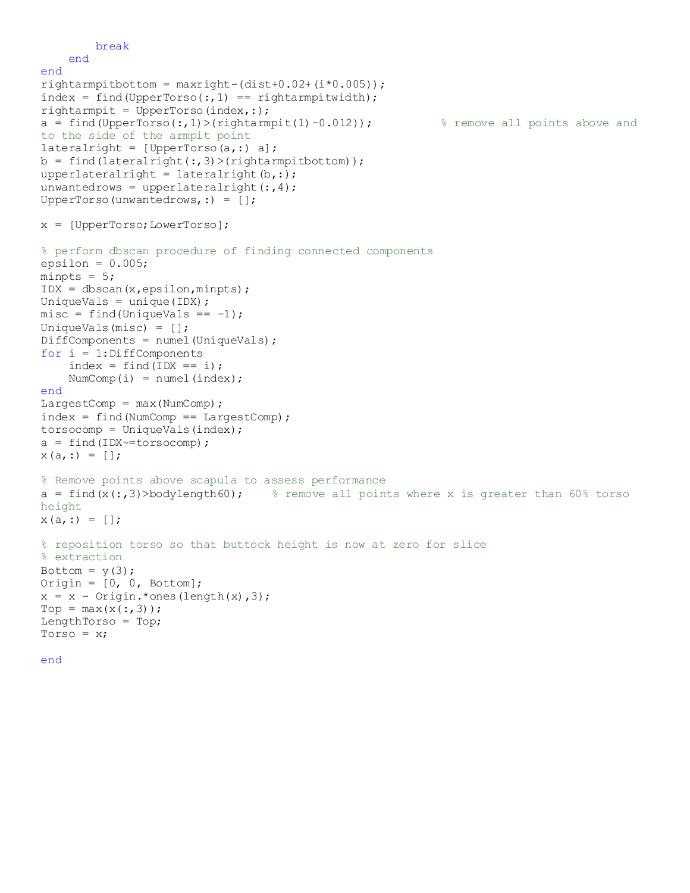```
        break
    end
end
rightarmpitbottom = maxright-(dist+0.02+(i*0.005));
index = find(UpperTorso(:,1) == rightarmpitwidth);
rightarmpit = UpperTorso(index,:);
a = find(UpperTorso(:,1)>(rightarmpit(1)-0.012));          % remove all points above and to the side of the armpit point
lateralright = [UpperTorso(a,:) a];
b = find(lateralright(:,3)>(rightarmpitbottom));
upperlateralright = lateralright(b,:);
unwantedrows = upperlateralright(:,4);
UpperTorso(unwantedrows,:) = [];

x = [UpperTorso;LowerTorso];

% perform dbscan procedure of finding connected components
epsilon = 0.005;
minpts = 5;
IDX = dbscan(x,epsilon,minpts);
UniqueVals = unique(IDX);
misc = find(UniqueVals == -1);
UniqueVals(misc) = [];
DiffComponents = numel(UniqueVals);
for i = 1:DiffComponents
    index = find(IDX == i);
    NumComp(i) = numel(index);
end
LargestComp = max(NumComp);
index = find(NumComp == LargestComp);
torsocomp = UniqueVals(index);
a = find(IDX~=torsocomp);
x(a,:) = [];

% Remove points above scapula to assess performance
a = find(x(:,3)>bodylength60);    % remove all points where x is greater than 60% torso height
x(a,:) = [];

% reposition torso so that buttock height is now at zero for slice
% extraction
Bottom = y(3);
Origin = [0, 0, Bottom];
x = x - Origin.*ones(length(x),3);
Top = max(x(:,3));
LengthTorso = Top;
Torso = x;

end
```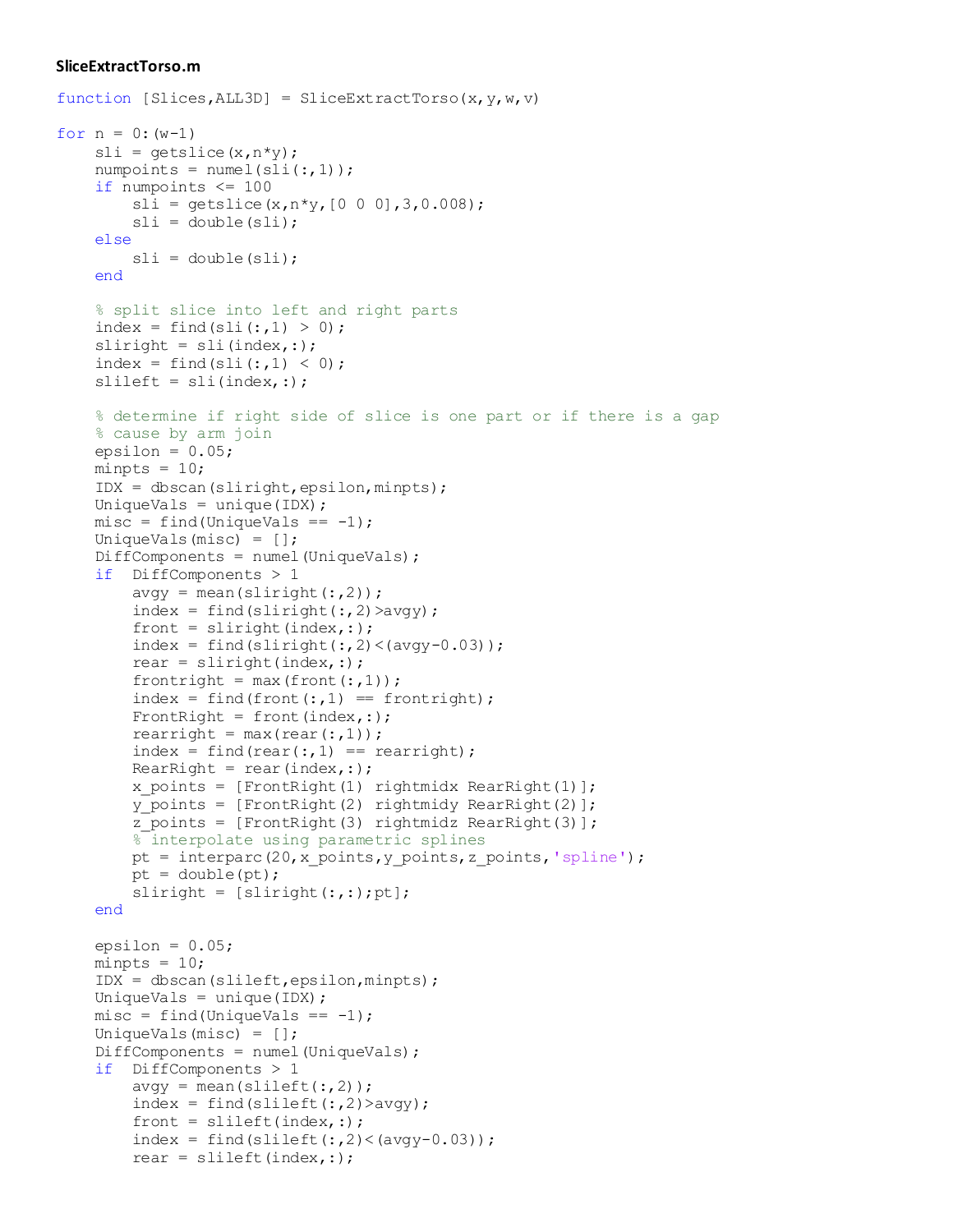**SliceExtractTorso.m**

```
function [Slices,ALL3D] = SliceExtractTorso(x,y,w,v)

for n = 0:(w-1)
    sli = getslice(x,n*y);
    numpoints = numel(sli(:,1));
    if numpoints <= 100
        sli = getslice(x,n*y,[0 0 0],3,0.008);
        sli = double(sli);
    else
        sli = double(sli);
    end

    % split slice into left and right parts
    index = find(sli(:,1) > 0);
    sliright = sli(index,:);
    index = find(sli(:,1) < 0);
    slileft = sli(index,:);

    % determine if right side of slice is one part or if there is a gap
    % cause by arm join
    epsilon = 0.05;
    minpts = 10;
    IDX = dbscan(sliright,epsilon,minpts);
    UniqueVals = unique(IDX);
    misc = find(UniqueVals == -1);
    UniqueVals(misc) = [];
    DiffComponents = numel(UniqueVals);
    if  DiffComponents > 1
        avgy = mean(sliright(:,2));
        index = find(sliright(:,2)>avgy);
        front = sliright(index,:);
        index = find(sliright(:,2)<(avgy-0.03));
        rear = sliright(index,:);
        frontright = max(front(:,1));
        index = find(front(:,1) == frontright);
        FrontRight = front(index,:);
        rearright = max(rear(:,1));
        index = find(rear(:,1) == rearright);
        RearRight = rear(index,:);
        x_points = [FrontRight(1) rightmidx RearRight(1)];
        y_points = [FrontRight(2) rightmidy RearRight(2)];
        z_points = [FrontRight(3) rightmidz RearRight(3)];
        % interpolate using parametric splines
        pt = interparc(20,x_points,y_points,z_points,'spline');
        pt = double(pt);
        sliright = [sliright(:,:);pt];
    end

    epsilon = 0.05;
    minpts = 10;
    IDX = dbscan(slileft,epsilon,minpts);
    UniqueVals = unique(IDX);
    misc = find(UniqueVals == -1);
    UniqueVals(misc) = [];
    DiffComponents = numel(UniqueVals);
    if  DiffComponents > 1
        avgy = mean(slileft(:,2));
        index = find(slileft(:,2)>avgy);
        front = slileft(index,:);
        index = find(slileft(:,2)<(avgy-0.03));
        rear = slileft(index,:);
```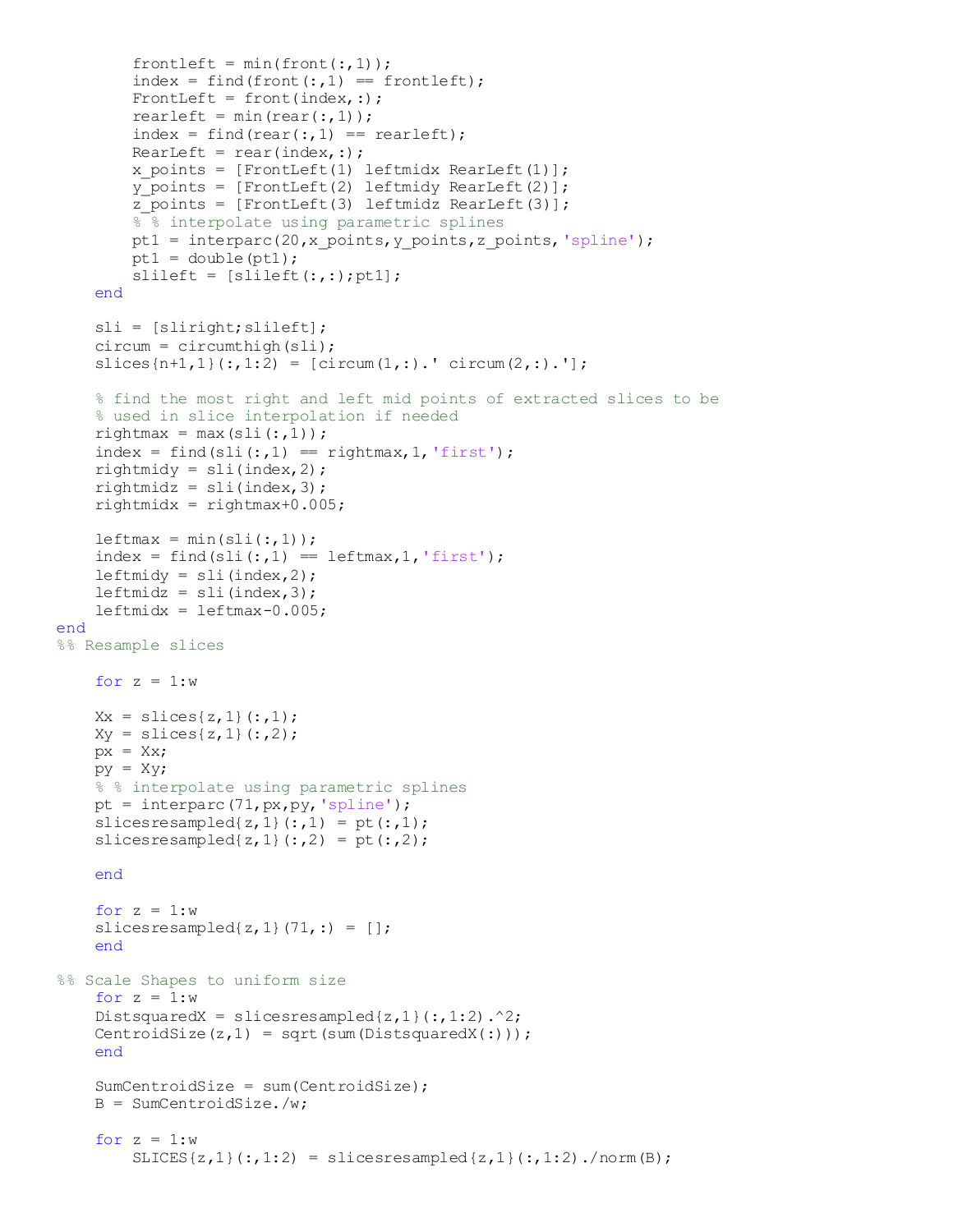```
        frontleft = min(front(:,1));
        index = find(front(:,1) == frontleft);
        FrontLeft = front(index,:);
        rearleft = min(rear(:,1));
        index = find(rear(:,1) == rearleft);
        RearLeft = rear(index,:);
        x_points = [FrontLeft(1) leftmidx RearLeft(1)];
        y_points = [FrontLeft(2) leftmidy RearLeft(2)];
        z_points = [FrontLeft(3) leftmidz RearLeft(3)];
        % % interpolate using parametric splines
        pt1 = interparc(20,x_points,y_points,z_points,'spline');
        pt1 = double(pt1);
        slileft = [slileft(:,:);pt1];
    end

    sli = [sliright;slileft];
    circum = circumthigh(sli);
    slices{n+1,1}(:,1:2) = [circum(1,:).' circum(2,:).'];

    % find the most right and left mid points of extracted slices to be
    % used in slice interpolation if needed
    rightmax = max(sli(:,1));
    index = find(sli(:,1) == rightmax,1,'first');
    rightmidy = sli(index,2);
    rightmidz = sli(index,3);
    rightmidx = rightmax+0.005;

    leftmax = min(sli(:,1));
    index = find(sli(:,1) == leftmax,1,'first');
    leftmidy = sli(index,2);
    leftmidz = sli(index,3);
    leftmidx = leftmax-0.005;
end
%% Resample slices

    for z = 1:w

    Xx = slices{z,1}(:,1);
    Xy = slices{z,1}(:,2);
    px = Xx;
    py = Xy;
    % % interpolate using parametric splines
    pt = interparc(71,px,py,'spline');
    slicesresampled{z,1}(:,1) = pt(:,1);
    slicesresampled{z,1}(:,2) = pt(:,2);

    end

    for z = 1:w
    slicesresampled{z,1}(71,:) = [];
    end

%% Scale Shapes to uniform size
    for z = 1:w
    DistsquaredX = slicesresampled{z,1}(:,1:2).^2;
    CentroidSize(z,1) = sqrt(sum(DistsquaredX(:)));
    end

    SumCentroidSize = sum(CentroidSize);
    B = SumCentroidSize./w;

    for z = 1:w
        SLICES{z,1}(:,1:2) = slicesresampled{z,1}(:,1:2)./norm(B);
```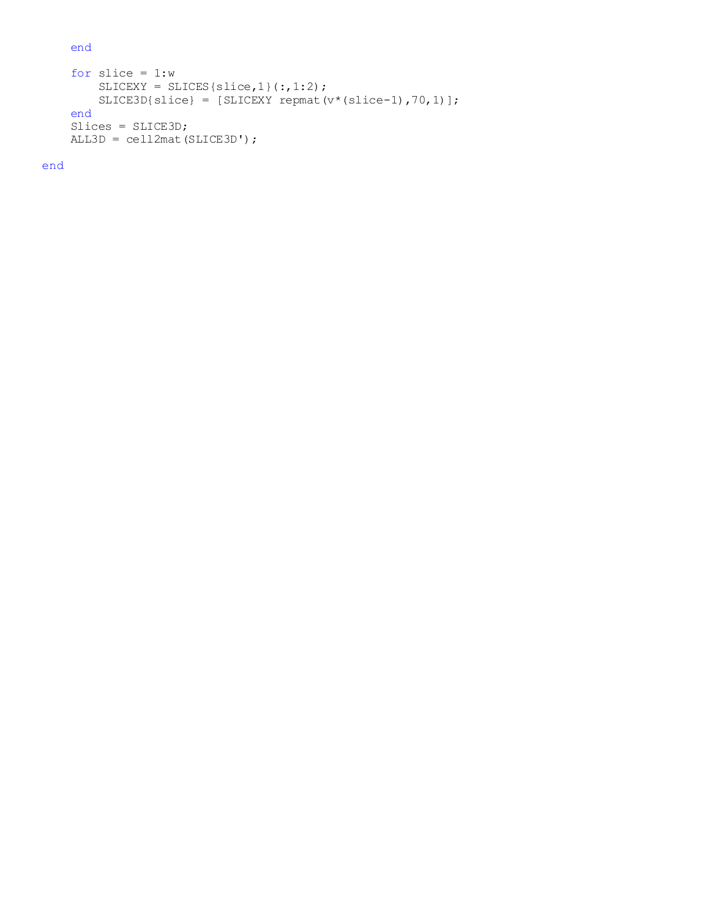```
    end

    for slice = 1:w
        SLICEXY = SLICES{slice,1}(:,1:2);
        SLICE3D{slice} = [SLICEXY repmat(v*(slice-1),70,1)];
    end
    Slices = SLICE3D;
    ALL3D = cell2mat(SLICE3D');

end
```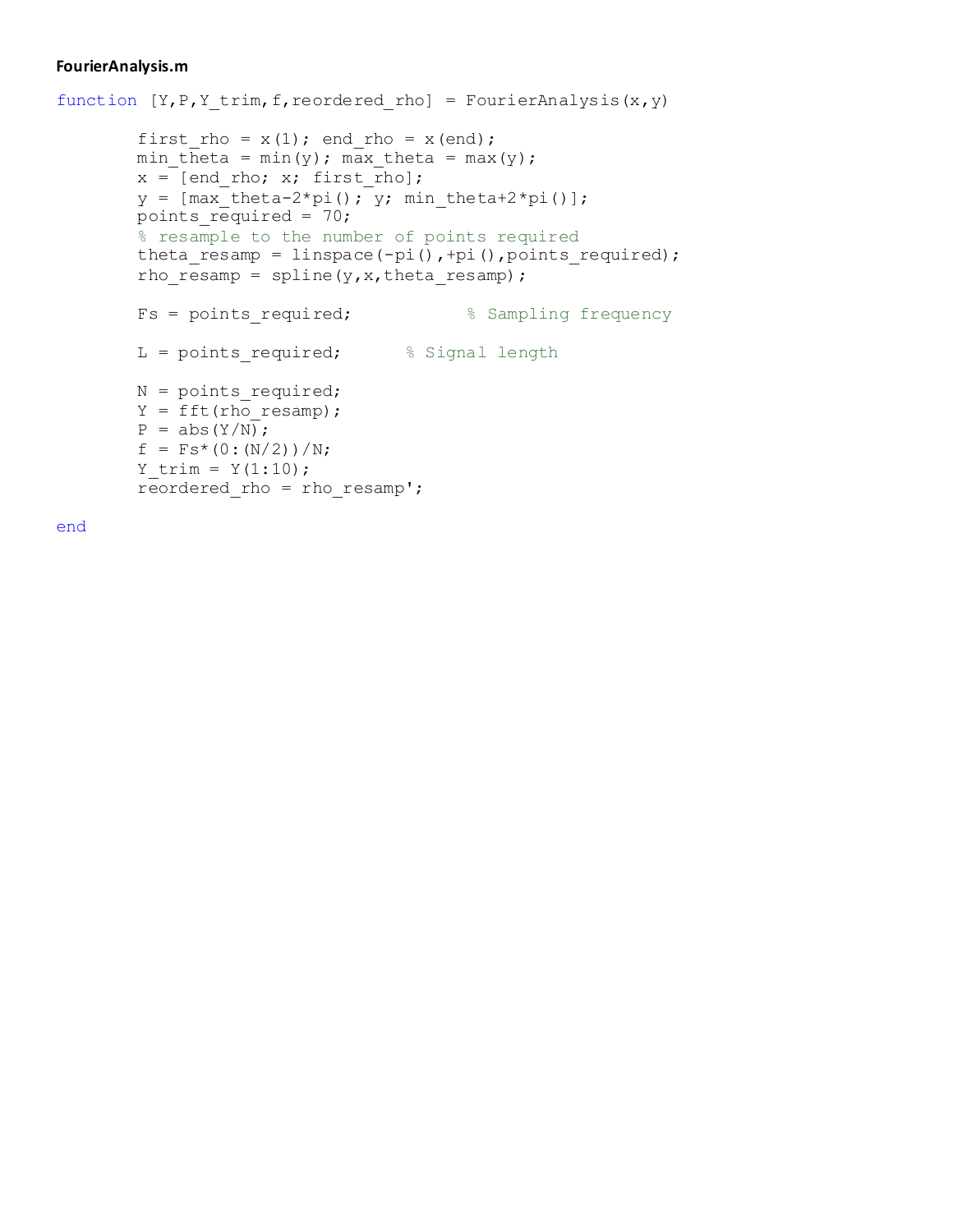**FourierAnalysis.m**

```
function [Y,P,Y_trim,f,reordered_rho] = FourierAnalysis(x,y)

        first_rho = x(1); end_rho = x(end);
        min_theta = min(y); max_theta = max(y);
        x = [end_rho; x; first_rho];
        y = [max_theta-2*pi(); y; min_theta+2*pi()];
        points_required = 70;
        % resample to the number of points required
        theta_resamp = linspace(-pi(),+pi(),points_required);
        rho_resamp = spline(y,x,theta_resamp);

        Fs = points_required;           % Sampling frequency

        L = points_required;      % Signal length

        N = points_required;
        Y = fft(rho_resamp);
        P = abs(Y/N);
        f = Fs*(0:(N/2))/N;
        Y_trim = Y(1:10);
        reordered_rho = rho_resamp';

end
```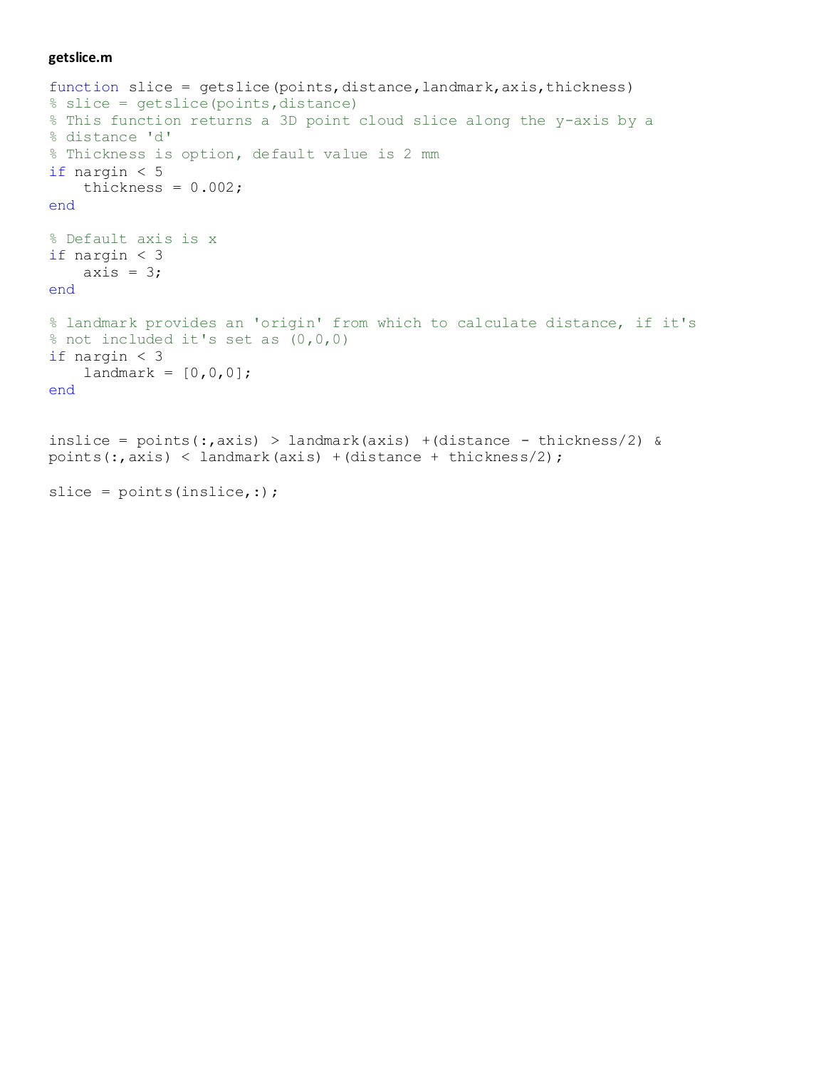**getslice.m**

```
function slice = getslice(points,distance,landmark,axis,thickness)
% slice = getslice(points,distance)
% This function returns a 3D point cloud slice along the y-axis by a
% distance 'd'
% Thickness is option, default value is 2 mm
if nargin < 5
    thickness = 0.002;
end

% Default axis is x
if nargin < 3
    axis = 3;
end

% landmark provides an 'origin' from which to calculate distance, if it's
% not included it's set as (0,0,0)
if nargin < 3
    landmark = [0,0,0];
end


inslice = points(:,axis) > landmark(axis) +(distance - thickness/2) &
points(:,axis) < landmark(axis) +(distance + thickness/2);

slice = points(inslice,:);
```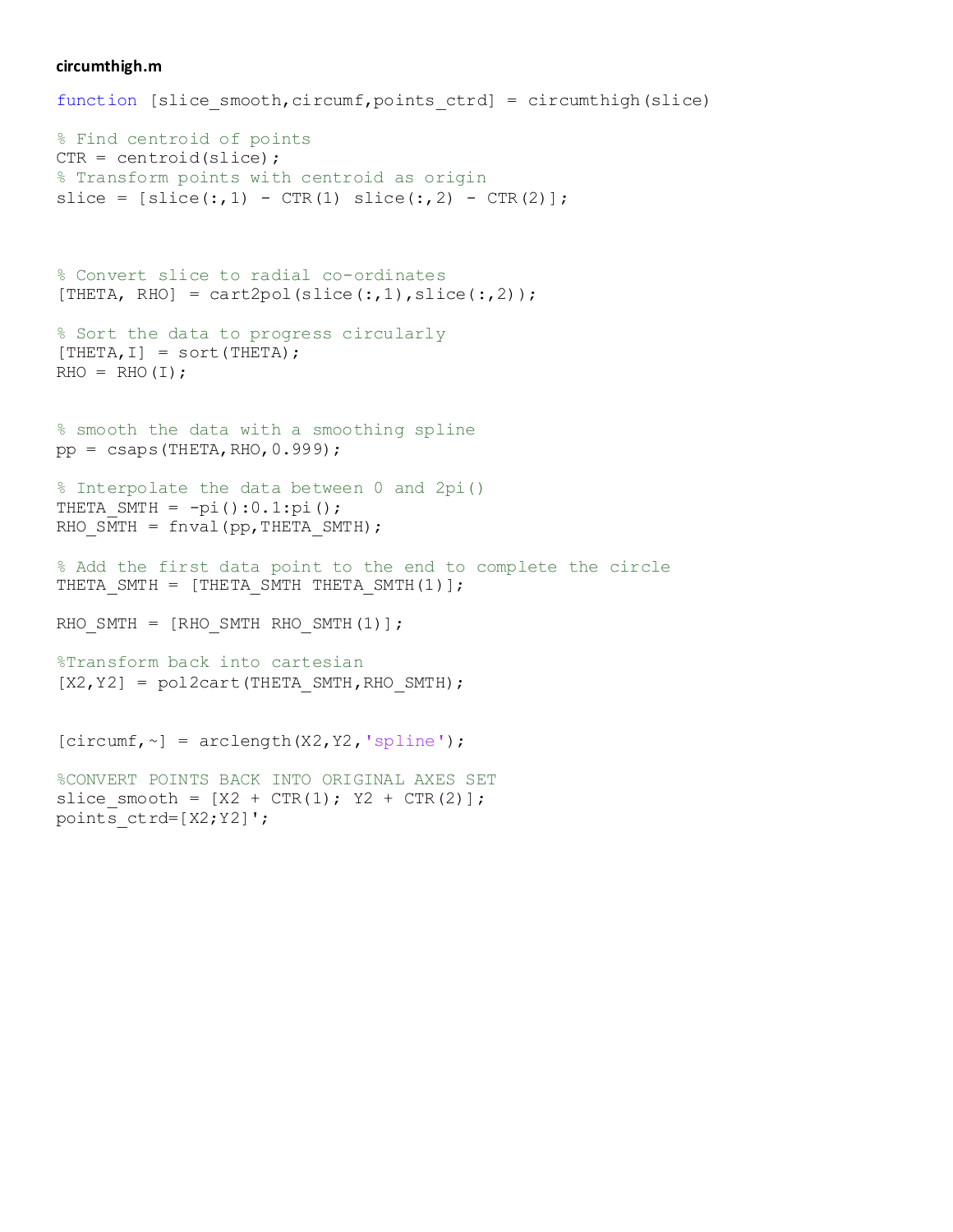**circumthigh.m**

```
function [slice_smooth,circumf,points_ctrd] = circumthigh(slice)

% Find centroid of points
CTR = centroid(slice);
% Transform points with centroid as origin
slice = [slice(:,1) - CTR(1) slice(:,2) - CTR(2)];



% Convert slice to radial co-ordinates
[THETA, RHO] = cart2pol(slice(:,1),slice(:,2));

% Sort the data to progress circularly
[THETA,I] = sort(THETA);
RHO = RHO(I);


% smooth the data with a smoothing spline
pp = csaps(THETA,RHO,0.999);

% Interpolate the data between 0 and 2pi()
THETA_SMTH = -pi():0.1:pi();
RHO_SMTH = fnval(pp,THETA_SMTH);

% Add the first data point to the end to complete the circle
THETA_SMTH = [THETA_SMTH THETA_SMTH(1)];

RHO_SMTH = [RHO_SMTH RHO_SMTH(1)];

%Transform back into cartesian
[X2,Y2] = pol2cart(THETA_SMTH,RHO_SMTH);


[circumf,~] = arclength(X2,Y2,'spline');

%CONVERT POINTS BACK INTO ORIGINAL AXES SET
slice_smooth = [X2 + CTR(1); Y2 + CTR(2)];
points_ctrd=[X2;Y2]';
```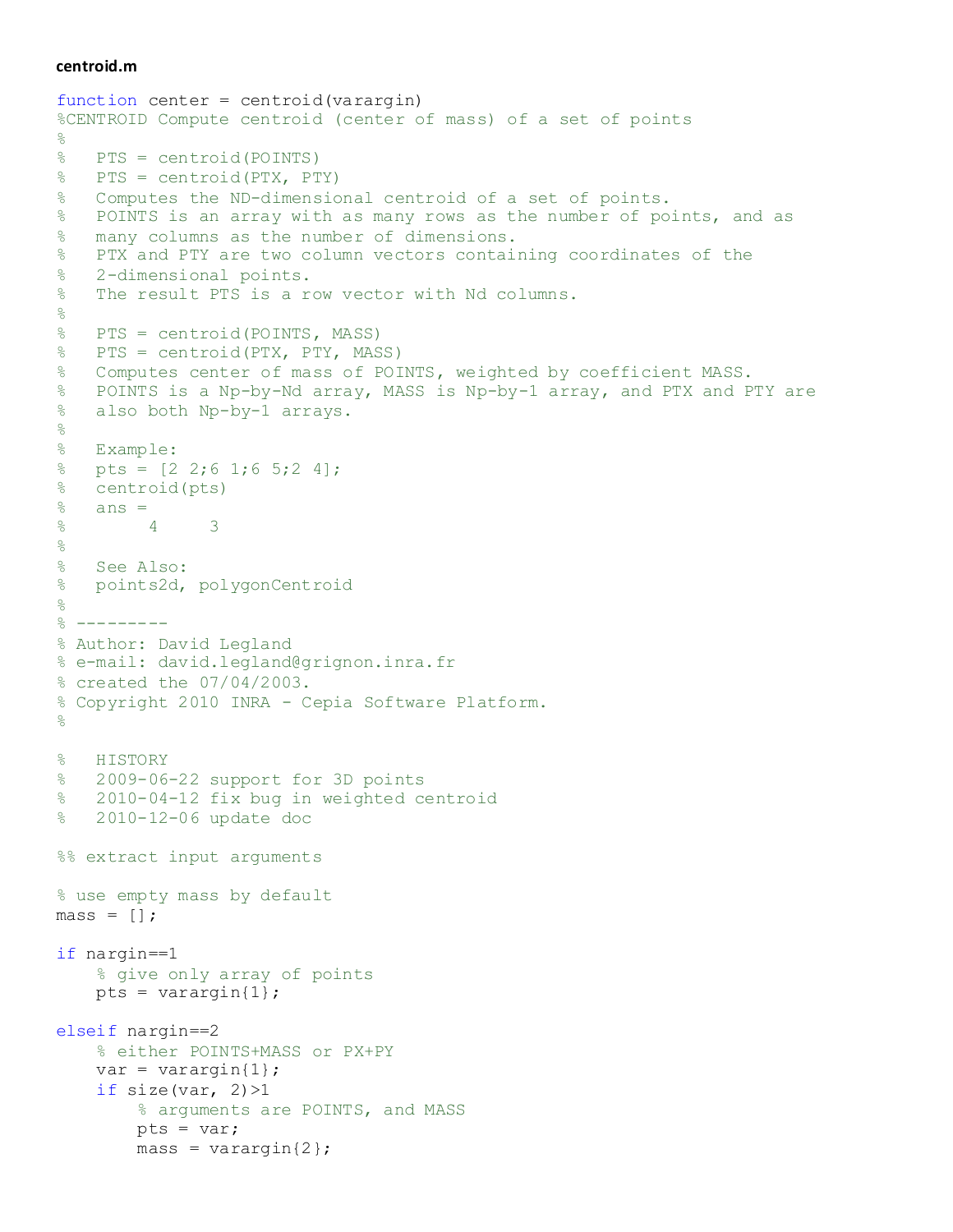**centroid.m**

```
function center = centroid(varargin)
%CENTROID Compute centroid (center of mass) of a set of points
%
%   PTS = centroid(POINTS)
%   PTS = centroid(PTX, PTY)
%   Computes the ND-dimensional centroid of a set of points.
%   POINTS is an array with as many rows as the number of points, and as
%   many columns as the number of dimensions.
%   PTX and PTY are two column vectors containing coordinates of the
%   2-dimensional points.
%   The result PTS is a row vector with Nd columns.
%
%   PTS = centroid(POINTS, MASS)
%   PTS = centroid(PTX, PTY, MASS)
%   Computes center of mass of POINTS, weighted by coefficient MASS.
%   POINTS is a Np-by-Nd array, MASS is Np-by-1 array, and PTX and PTY are
%   also both Np-by-1 arrays.
%
%   Example:
%   pts = [2 2;6 1;6 5;2 4];
%   centroid(pts)
%   ans =
%        4     3
%
%   See Also:
%   points2d, polygonCentroid
%
% ---------
% Author: David Legland
% e-mail: david.legland@grignon.inra.fr
% created the 07/04/2003.
% Copyright 2010 INRA - Cepia Software Platform.
%

%   HISTORY
%   2009-06-22 support for 3D points
%   2010-04-12 fix bug in weighted centroid
%   2010-12-06 update doc

%% extract input arguments

% use empty mass by default
mass = [];

if nargin==1
    % give only array of points
    pts = varargin{1};

elseif nargin==2
    % either POINTS+MASS or PX+PY
    var = varargin{1};
    if size(var, 2)>1
        % arguments are POINTS, and MASS
        pts = var;
        mass = varargin{2};
```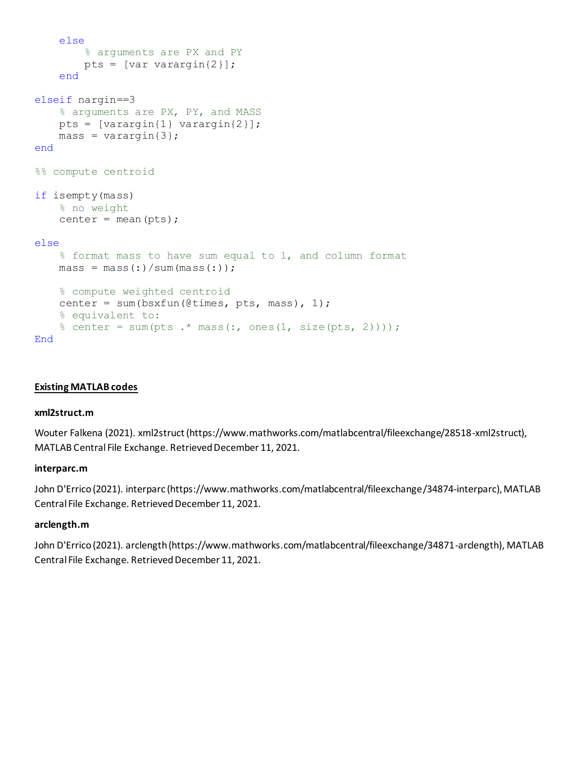```
    else
        % arguments are PX and PY
        pts = [var varargin{2}];
    end

elseif nargin==3
    % arguments are PX, PY, and MASS
    pts = [varargin{1} varargin{2}];
    mass = varargin{3};
end

%% compute centroid

if isempty(mass)
    % no weight
    center = mean(pts);

else
    % format mass to have sum equal to 1, and column format
    mass = mass(:)/sum(mass(:));

    % compute weighted centroid
    center = sum(bsxfun(@times, pts, mass), 1);
    % equivalent to:
    % center = sum(pts .* mass(:, ones(1, size(pts, 2))));
End
```

<u>**Existing MATLAB codes**</u>

**xml2struct.m**

Wouter Falkena (2021). xml2struct (https://www.mathworks.com/matlabcentral/fileexchange/28518-xml2struct), MATLAB Central File Exchange. Retrieved December 11, 2021.

**interparc.m**

John D'Errico (2021). interparc (https://www.mathworks.com/matlabcentral/fileexchange/34874-interparc), MATLAB Central File Exchange. Retrieved December 11, 2021.

**arclength.m**

John D'Errico (2021). arclength (https://www.mathworks.com/matlabcentral/fileexchange/34871-arclength), MATLAB Central File Exchange. Retrieved December 11, 2021.